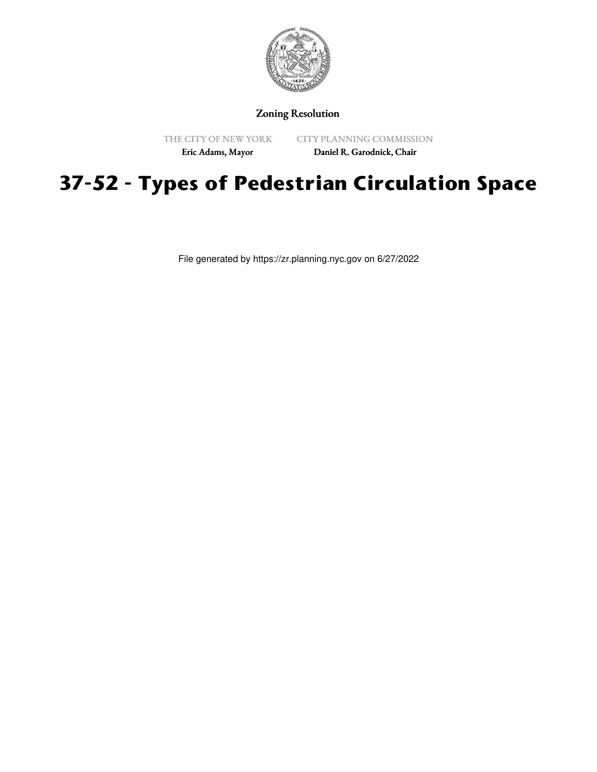Zoning Resolution

THE CITY OF NEW YORK
Eric Adams, Mayor

CITY PLANNING COMMISSION
Daniel R. Garodnick, Chair

# 37-52 - Types of Pedestrian Circulation Space

File generated by https://zr.planning.nyc.gov on 6/27/2022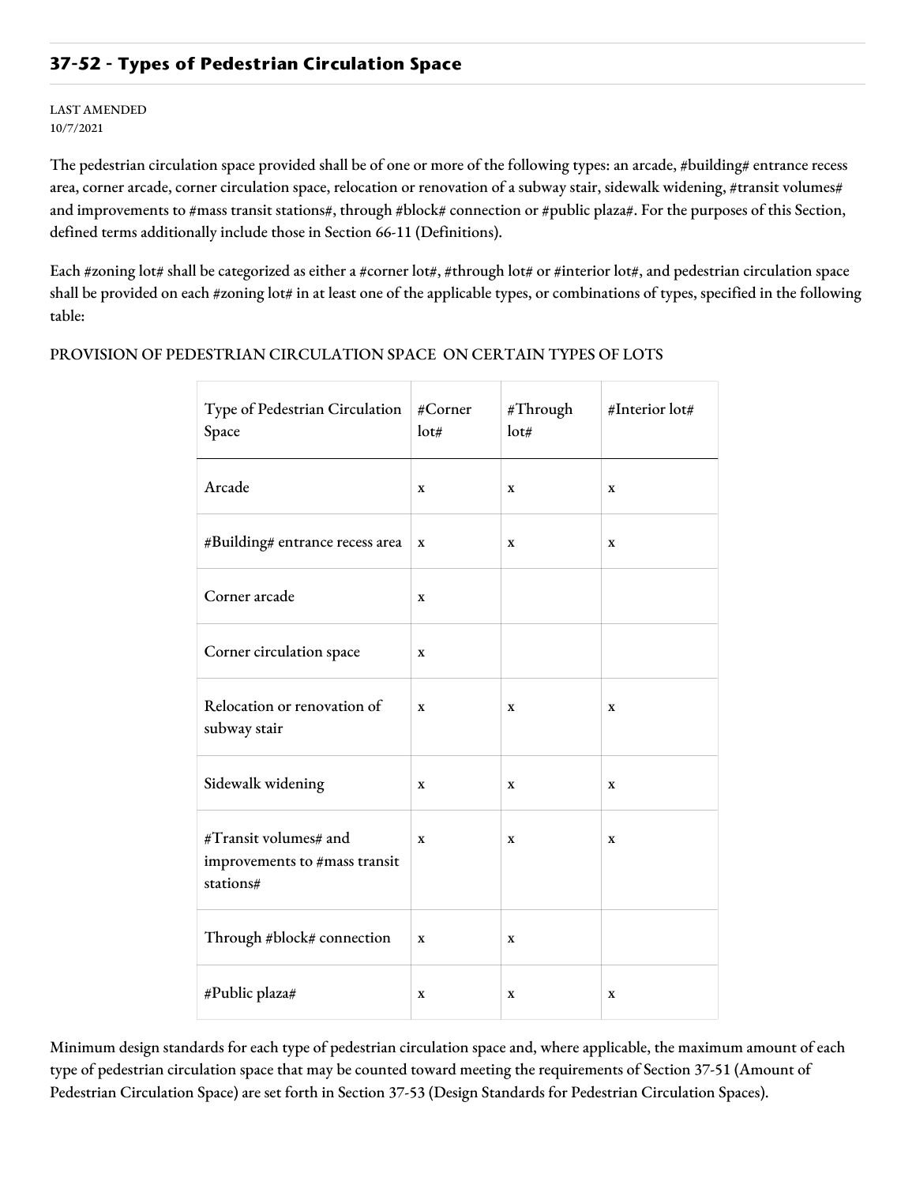## 37-52 - Types of Pedestrian Circulation Space

LAST AMENDED
10/7/2021

The pedestrian circulation space provided shall be of one or more of the following types: an arcade, #building# entrance recess area, corner arcade, corner circulation space, relocation or renovation of a subway stair, sidewalk widening, #transit volumes# and improvements to #mass transit stations#, through #block# connection or #public plaza#. For the purposes of this Section, defined terms additionally include those in Section 66-11 (Definitions).

Each #zoning lot# shall be categorized as either a #corner lot#, #through lot# or #interior lot#, and pedestrian circulation space shall be provided on each #zoning lot# in at least one of the applicable types, or combinations of types, specified in the following table:

PROVISION OF PEDESTRIAN CIRCULATION SPACE ON CERTAIN TYPES OF LOTS

| Type of Pedestrian Circulation Space | #Corner lot# | #Through lot# | #Interior lot# |
|---|---|---|---|
| Arcade | x | x | x |
| #Building# entrance recess area | x | x | x |
| Corner arcade | x | | |
| Corner circulation space | x | | |
| Relocation or renovation of subway stair | x | x | x |
| Sidewalk widening | x | x | x |
| #Transit volumes# and improvements to #mass transit stations# | x | x | x |
| Through #block# connection | x | x | |
| #Public plaza# | x | x | x |

Minimum design standards for each type of pedestrian circulation space and, where applicable, the maximum amount of each type of pedestrian circulation space that may be counted toward meeting the requirements of Section 37-51 (Amount of Pedestrian Circulation Space) are set forth in Section 37-53 (Design Standards for Pedestrian Circulation Spaces).